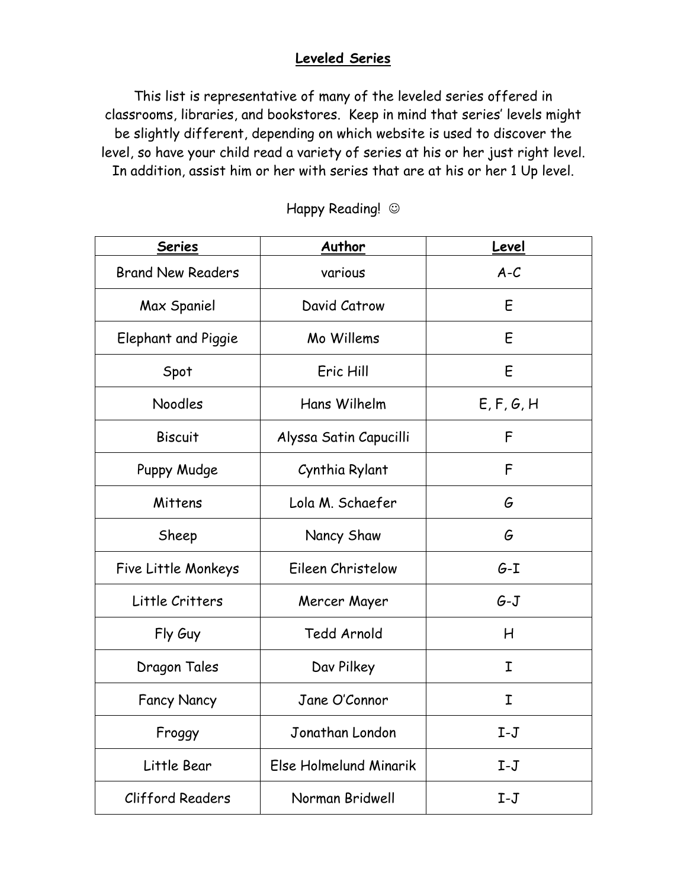# Leveled Series

This list is representative of many of the leveled series offered in classrooms, libraries, and bookstores. Keep in mind that series' levels might be slightly different, depending on which website is used to discover the level, so have your child read a variety of series at his or her just right level. In addition, assist him or her with series that are at his or her 1 Up level.

Happy Reading! ☺

| Series | Author | Level |
| --- | --- | --- |
| Brand New Readers | various | A-C |
| Max Spaniel | David Catrow | E |
| Elephant and Piggie | Mo Willems | E |
| Spot | Eric Hill | E |
| Noodles | Hans Wilhelm | E, F, G, H |
| Biscuit | Alyssa Satin Capucilli | F |
| Puppy Mudge | Cynthia Rylant | F |
| Mittens | Lola M. Schaefer | G |
| Sheep | Nancy Shaw | G |
| Five Little Monkeys | Eileen Christelow | G-I |
| Little Critters | Mercer Mayer | G-J |
| Fly Guy | Tedd Arnold | H |
| Dragon Tales | Dav Pilkey | I |
| Fancy Nancy | Jane O'Connor | I |
| Froggy | Jonathan London | I-J |
| Little Bear | Else Holmelund Minarik | I-J |
| Clifford Readers | Norman Bridwell | I-J |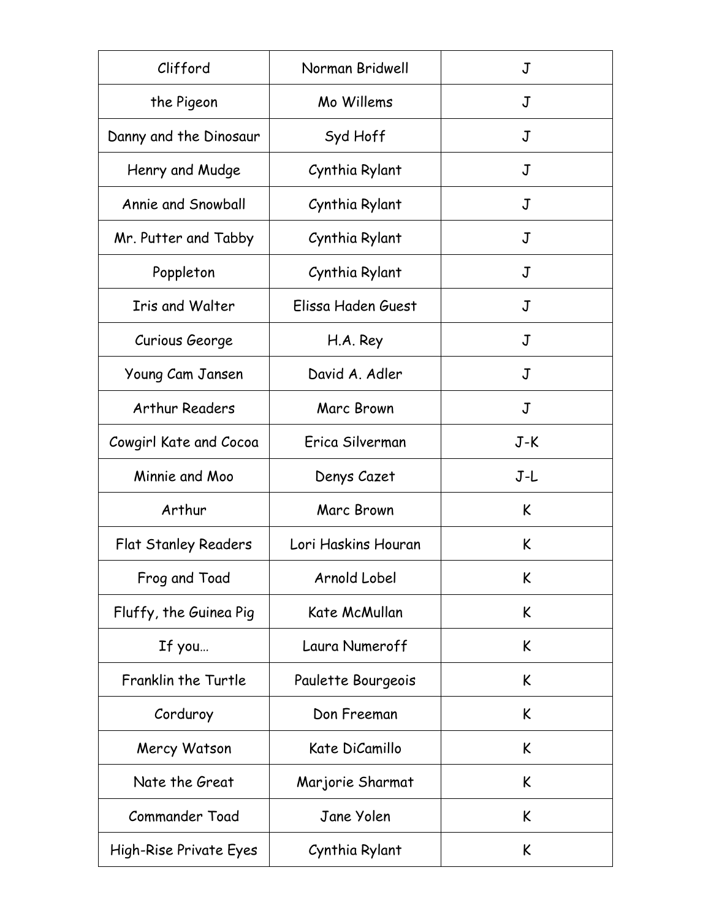| Clifford | Norman Bridwell | J |
| --- | --- | --- |
| the Pigeon | Mo Willems | J |
| Danny and the Dinosaur | Syd Hoff | J |
| Henry and Mudge | Cynthia Rylant | J |
| Annie and Snowball | Cynthia Rylant | J |
| Mr. Putter and Tabby | Cynthia Rylant | J |
| Poppleton | Cynthia Rylant | J |
| Iris and Walter | Elissa Haden Guest | J |
| Curious George | H.A. Rey | J |
| Young Cam Jansen | David A. Adler | J |
| Arthur Readers | Marc Brown | J |
| Cowgirl Kate and Cocoa | Erica Silverman | J-K |
| Minnie and Moo | Denys Cazet | J-L |
| Arthur | Marc Brown | K |
| Flat Stanley Readers | Lori Haskins Houran | K |
| Frog and Toad | Arnold Lobel | K |
| Fluffy, the Guinea Pig | Kate McMullan | K |
| If you… | Laura Numeroff | K |
| Franklin the Turtle | Paulette Bourgeois | K |
| Corduroy | Don Freeman | K |
| Mercy Watson | Kate DiCamillo | K |
| Nate the Great | Marjorie Sharmat | K |
| Commander Toad | Jane Yolen | K |
| High-Rise Private Eyes | Cynthia Rylant | K |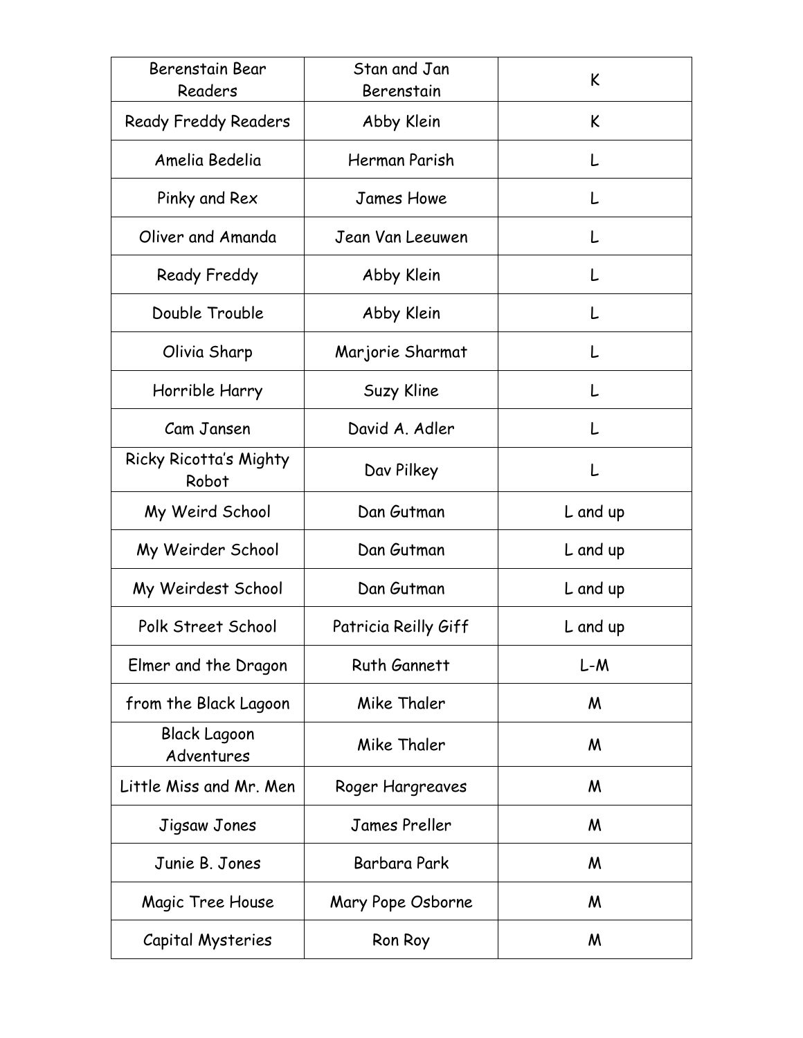| | | |
|---|---|---|
| Berenstain Bear Readers | Stan and Jan Berenstain | K |
| Ready Freddy Readers | Abby Klein | K |
| Amelia Bedelia | Herman Parish | L |
| Pinky and Rex | James Howe | L |
| Oliver and Amanda | Jean Van Leeuwen | L |
| Ready Freddy | Abby Klein | L |
| Double Trouble | Abby Klein | L |
| Olivia Sharp | Marjorie Sharmat | L |
| Horrible Harry | Suzy Kline | L |
| Cam Jansen | David A. Adler | L |
| Ricky Ricotta's Mighty Robot | Dav Pilkey | L |
| My Weird School | Dan Gutman | L and up |
| My Weirder School | Dan Gutman | L and up |
| My Weirdest School | Dan Gutman | L and up |
| Polk Street School | Patricia Reilly Giff | L and up |
| Elmer and the Dragon | Ruth Gannett | L-M |
| from the Black Lagoon | Mike Thaler | M |
| Black Lagoon Adventures | Mike Thaler | M |
| Little Miss and Mr. Men | Roger Hargreaves | M |
| Jigsaw Jones | James Preller | M |
| Junie B. Jones | Barbara Park | M |
| Magic Tree House | Mary Pope Osborne | M |
| Capital Mysteries | Ron Roy | M |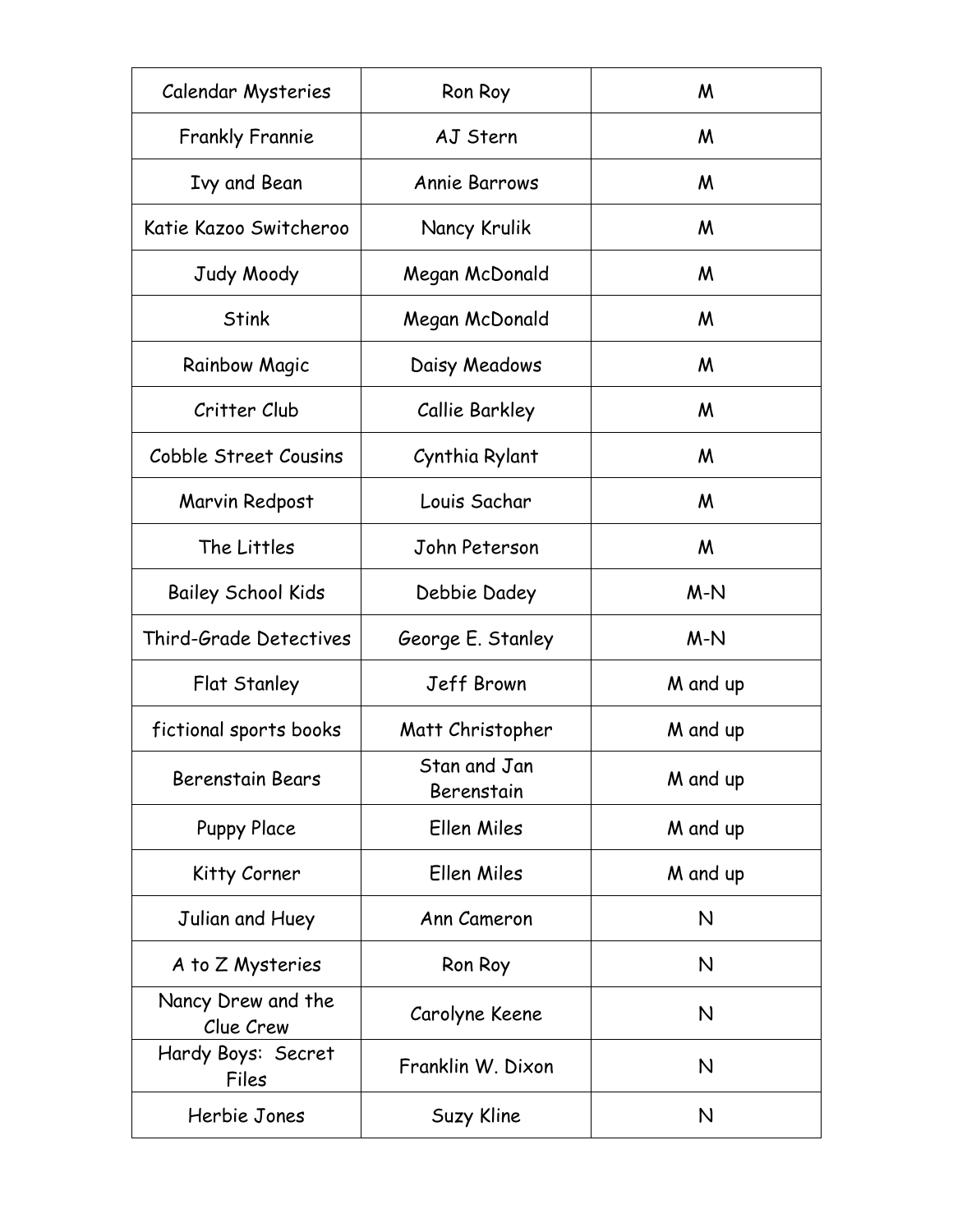| Calendar Mysteries | Ron Roy | M |
|---|---|---|
| Frankly Frannie | AJ Stern | M |
| Ivy and Bean | Annie Barrows | M |
| Katie Kazoo Switcheroo | Nancy Krulik | M |
| Judy Moody | Megan McDonald | M |
| Stink | Megan McDonald | M |
| Rainbow Magic | Daisy Meadows | M |
| Critter Club | Callie Barkley | M |
| Cobble Street Cousins | Cynthia Rylant | M |
| Marvin Redpost | Louis Sachar | M |
| The Littles | John Peterson | M |
| Bailey School Kids | Debbie Dadey | M-N |
| Third-Grade Detectives | George E. Stanley | M-N |
| Flat Stanley | Jeff Brown | M and up |
| fictional sports books | Matt Christopher | M and up |
| Berenstain Bears | Stan and Jan Berenstain | M and up |
| Puppy Place | Ellen Miles | M and up |
| Kitty Corner | Ellen Miles | M and up |
| Julian and Huey | Ann Cameron | N |
| A to Z Mysteries | Ron Roy | N |
| Nancy Drew and the Clue Crew | Carolyne Keene | N |
| Hardy Boys: Secret Files | Franklin W. Dixon | N |
| Herbie Jones | Suzy Kline | N |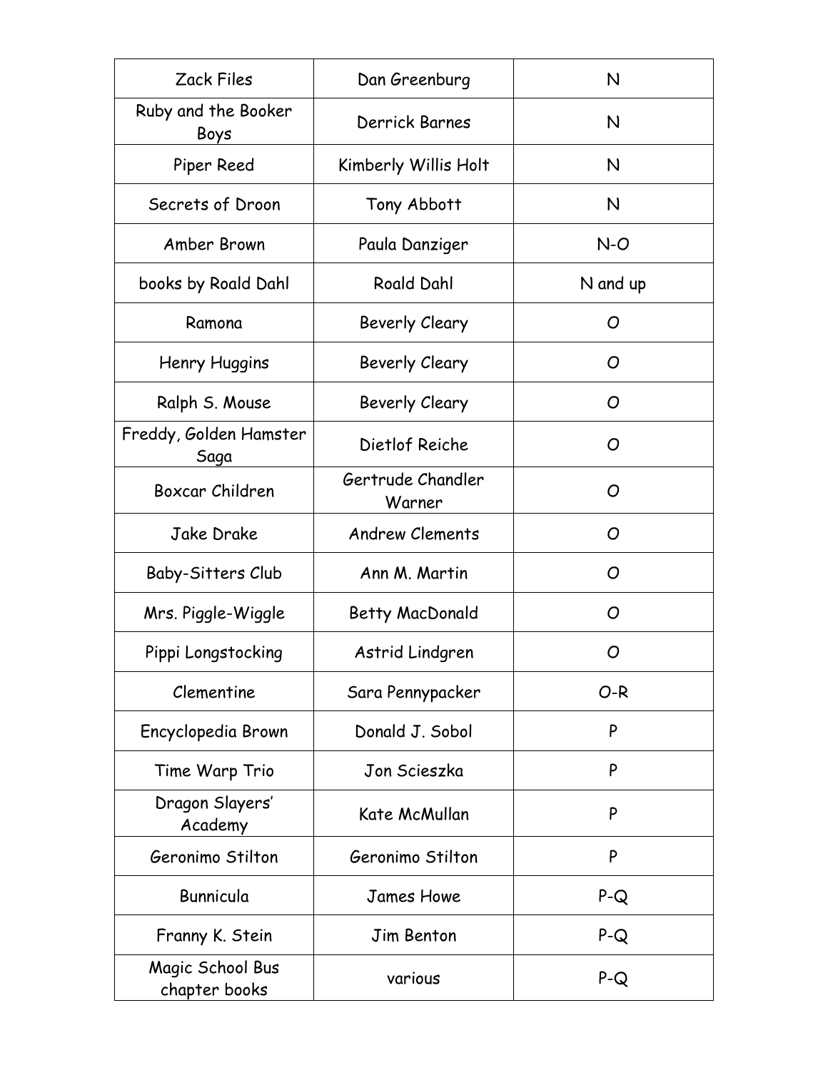| Zack Files | Dan Greenburg | N |
|---|---|---|
| Ruby and the Booker Boys | Derrick Barnes | N |
| Piper Reed | Kimberly Willis Holt | N |
| Secrets of Droon | Tony Abbott | N |
| Amber Brown | Paula Danziger | N-O |
| books by Roald Dahl | Roald Dahl | N and up |
| Ramona | Beverly Cleary | O |
| Henry Huggins | Beverly Cleary | O |
| Ralph S. Mouse | Beverly Cleary | O |
| Freddy, Golden Hamster Saga | Dietlof Reiche | O |
| Boxcar Children | Gertrude Chandler Warner | O |
| Jake Drake | Andrew Clements | O |
| Baby-Sitters Club | Ann M. Martin | O |
| Mrs. Piggle-Wiggle | Betty MacDonald | O |
| Pippi Longstocking | Astrid Lindgren | O |
| Clementine | Sara Pennypacker | O-R |
| Encyclopedia Brown | Donald J. Sobol | P |
| Time Warp Trio | Jon Scieszka | P |
| Dragon Slayers' Academy | Kate McMullan | P |
| Geronimo Stilton | Geronimo Stilton | P |
| Bunnicula | James Howe | P-Q |
| Franny K. Stein | Jim Benton | P-Q |
| Magic School Bus chapter books | various | P-Q |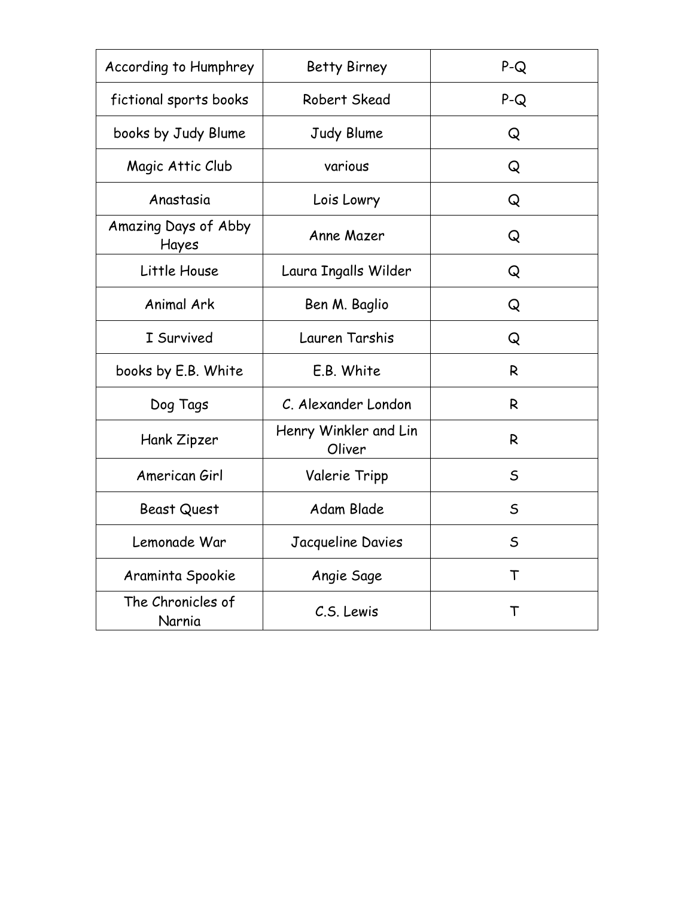| | | |
|---|---|---|
| According to Humphrey | Betty Birney | P-Q |
| fictional sports books | Robert Skead | P-Q |
| books by Judy Blume | Judy Blume | Q |
| Magic Attic Club | various | Q |
| Anastasia | Lois Lowry | Q |
| Amazing Days of Abby Hayes | Anne Mazer | Q |
| Little House | Laura Ingalls Wilder | Q |
| Animal Ark | Ben M. Baglio | Q |
| I Survived | Lauren Tarshis | Q |
| books by E.B. White | E.B. White | R |
| Dog Tags | C. Alexander London | R |
| Hank Zipzer | Henry Winkler and Lin Oliver | R |
| American Girl | Valerie Tripp | S |
| Beast Quest | Adam Blade | S |
| Lemonade War | Jacqueline Davies | S |
| Araminta Spookie | Angie Sage | T |
| The Chronicles of Narnia | C.S. Lewis | T |